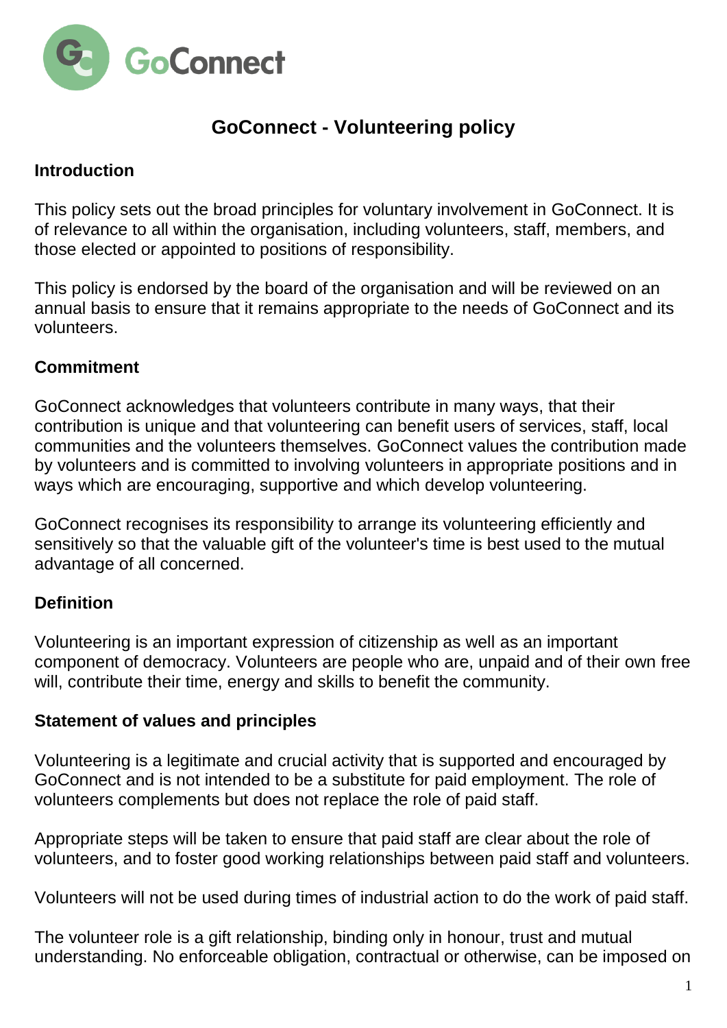# GoConnect - Volunteering policy

## Introduction

This policy sets out the broad principles for voluntary involvement in GoConnect. It is of relevance to all within the organisation, including volunteers, staff, members, and those elected or appointed to positions of responsibility.

This policy is endorsed by the board of the organisation and will be reviewed on an annual basis to ensure that it remains appropriate to the needs of GoConnect and its volunteers.

## Commitment

GoConnect acknowledges that volunteers contribute in many ways, that their contribution is unique and that volunteering can benefit users of services, staff, local communities and the volunteers themselves. GoConnect values the contribution made by volunteers and is committed to involving volunteers in appropriate positions and in ways which are encouraging, supportive and which develop volunteering.

GoConnect recognises its responsibility to arrange its volunteering efficiently and sensitively so that the valuable gift of the volunteer's time is best used to the mutual advantage of all concerned.

## Definition

Volunteering is an important expression of citizenship as well as an important component of democracy. Volunteers are people who are, unpaid and of their own free will, contribute their time, energy and skills to benefit the community.

## Statement of values and principles

Volunteering is a legitimate and crucial activity that is supported and encouraged by GoConnect and is not intended to be a substitute for paid employment. The role of volunteers complements but does not replace the role of paid staff.

Appropriate steps will be taken to ensure that paid staff are clear about the role of volunteers, and to foster good working relationships between paid staff and volunteers.

Volunteers will not be used during times of industrial action to do the work of paid staff.

The volunteer role is a gift relationship, binding only in honour, trust and mutual understanding. No enforceable obligation, contractual or otherwise, can be imposed on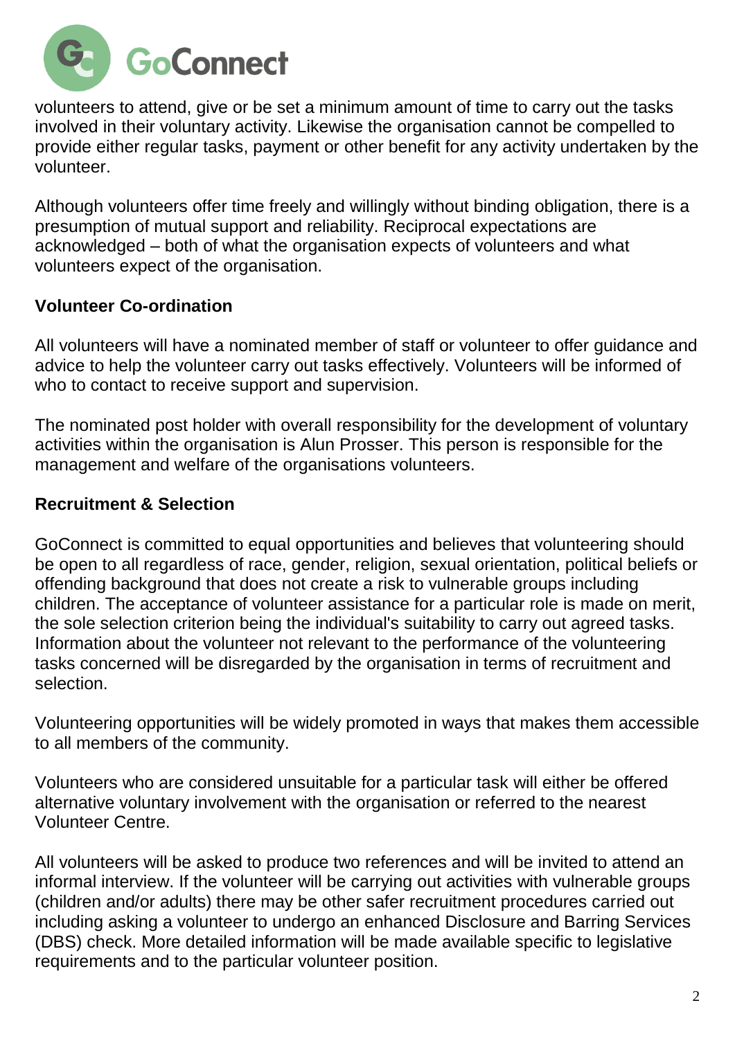volunteers to attend, give or be set a minimum amount of time to carry out the tasks involved in their voluntary activity. Likewise the organisation cannot be compelled to provide either regular tasks, payment or other benefit for any activity undertaken by the volunteer.

Although volunteers offer time freely and willingly without binding obligation, there is a presumption of mutual support and reliability. Reciprocal expectations are acknowledged – both of what the organisation expects of volunteers and what volunteers expect of the organisation.

**Volunteer Co-ordination**

All volunteers will have a nominated member of staff or volunteer to offer guidance and advice to help the volunteer carry out tasks effectively. Volunteers will be informed of who to contact to receive support and supervision.

The nominated post holder with overall responsibility for the development of voluntary activities within the organisation is Alun Prosser. This person is responsible for the management and welfare of the organisations volunteers.

**Recruitment & Selection**

GoConnect is committed to equal opportunities and believes that volunteering should be open to all regardless of race, gender, religion, sexual orientation, political beliefs or offending background that does not create a risk to vulnerable groups including children. The acceptance of volunteer assistance for a particular role is made on merit, the sole selection criterion being the individual's suitability to carry out agreed tasks. Information about the volunteer not relevant to the performance of the volunteering tasks concerned will be disregarded by the organisation in terms of recruitment and selection.

Volunteering opportunities will be widely promoted in ways that makes them accessible to all members of the community.

Volunteers who are considered unsuitable for a particular task will either be offered alternative voluntary involvement with the organisation or referred to the nearest Volunteer Centre.

All volunteers will be asked to produce two references and will be invited to attend an informal interview. If the volunteer will be carrying out activities with vulnerable groups (children and/or adults) there may be other safer recruitment procedures carried out including asking a volunteer to undergo an enhanced Disclosure and Barring Services (DBS) check. More detailed information will be made available specific to legislative requirements and to the particular volunteer position.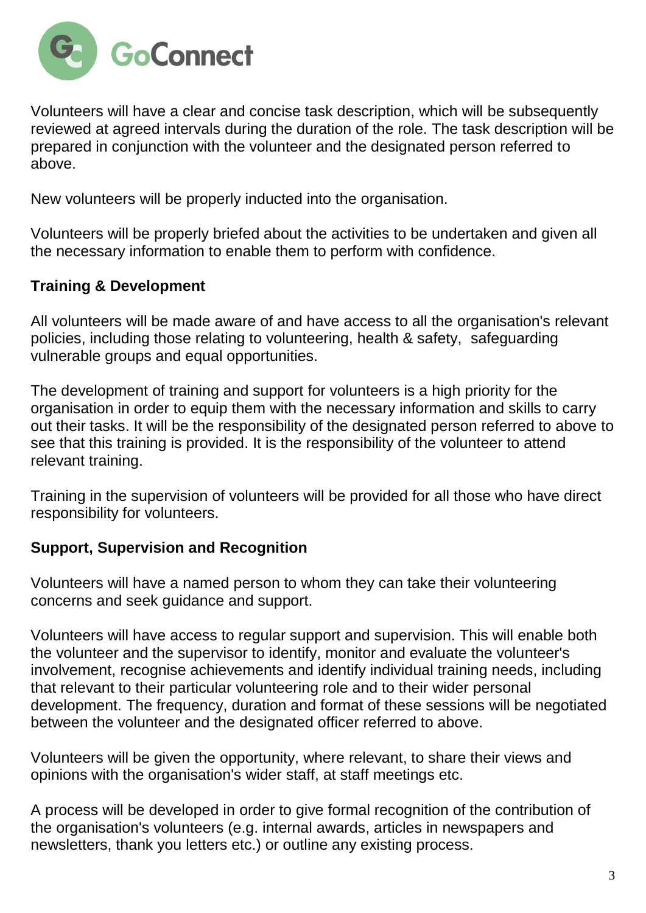Volunteers will have a clear and concise task description, which will be subsequently reviewed at agreed intervals during the duration of the role. The task description will be prepared in conjunction with the volunteer and the designated person referred to above.

New volunteers will be properly inducted into the organisation.

Volunteers will be properly briefed about the activities to be undertaken and given all the necessary information to enable them to perform with confidence.

**Training & Development**

All volunteers will be made aware of and have access to all the organisation's relevant policies, including those relating to volunteering, health & safety, safeguarding vulnerable groups and equal opportunities.

The development of training and support for volunteers is a high priority for the organisation in order to equip them with the necessary information and skills to carry out their tasks. It will be the responsibility of the designated person referred to above to see that this training is provided. It is the responsibility of the volunteer to attend relevant training.

Training in the supervision of volunteers will be provided for all those who have direct responsibility for volunteers.

**Support, Supervision and Recognition**

Volunteers will have a named person to whom they can take their volunteering concerns and seek guidance and support.

Volunteers will have access to regular support and supervision. This will enable both the volunteer and the supervisor to identify, monitor and evaluate the volunteer's involvement, recognise achievements and identify individual training needs, including that relevant to their particular volunteering role and to their wider personal development. The frequency, duration and format of these sessions will be negotiated between the volunteer and the designated officer referred to above.

Volunteers will be given the opportunity, where relevant, to share their views and opinions with the organisation's wider staff, at staff meetings etc.

A process will be developed in order to give formal recognition of the contribution of the organisation's volunteers (e.g. internal awards, articles in newspapers and newsletters, thank you letters etc.) or outline any existing process.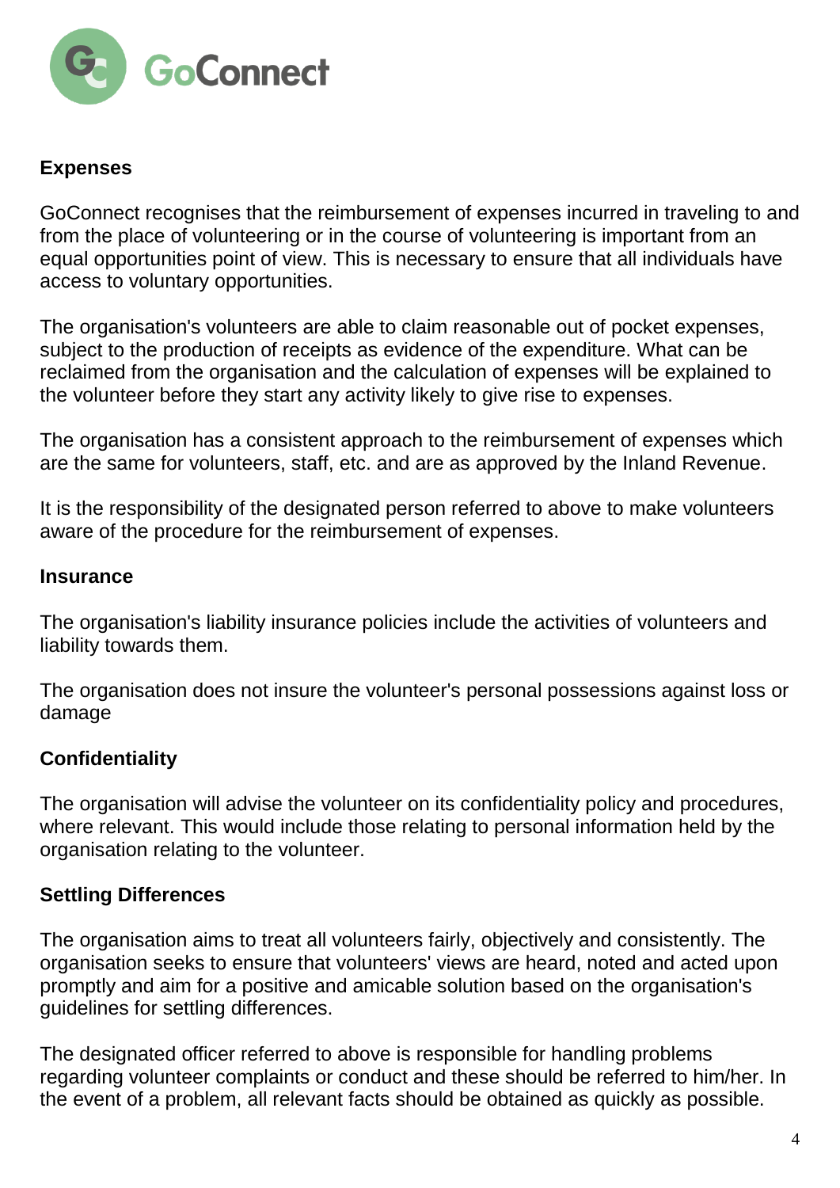## Expenses

GoConnect recognises that the reimbursement of expenses incurred in traveling to and from the place of volunteering or in the course of volunteering is important from an equal opportunities point of view. This is necessary to ensure that all individuals have access to voluntary opportunities.

The organisation's volunteers are able to claim reasonable out of pocket expenses, subject to the production of receipts as evidence of the expenditure. What can be reclaimed from the organisation and the calculation of expenses will be explained to the volunteer before they start any activity likely to give rise to expenses.

The organisation has a consistent approach to the reimbursement of expenses which are the same for volunteers, staff, etc. and are as approved by the Inland Revenue.

It is the responsibility of the designated person referred to above to make volunteers aware of the procedure for the reimbursement of expenses.

## Insurance

The organisation's liability insurance policies include the activities of volunteers and liability towards them.

The organisation does not insure the volunteer's personal possessions against loss or damage

## Confidentiality

The organisation will advise the volunteer on its confidentiality policy and procedures, where relevant. This would include those relating to personal information held by the organisation relating to the volunteer.

## Settling Differences

The organisation aims to treat all volunteers fairly, objectively and consistently. The organisation seeks to ensure that volunteers' views are heard, noted and acted upon promptly and aim for a positive and amicable solution based on the organisation's guidelines for settling differences.

The designated officer referred to above is responsible for handling problems regarding volunteer complaints or conduct and these should be referred to him/her. In the event of a problem, all relevant facts should be obtained as quickly as possible.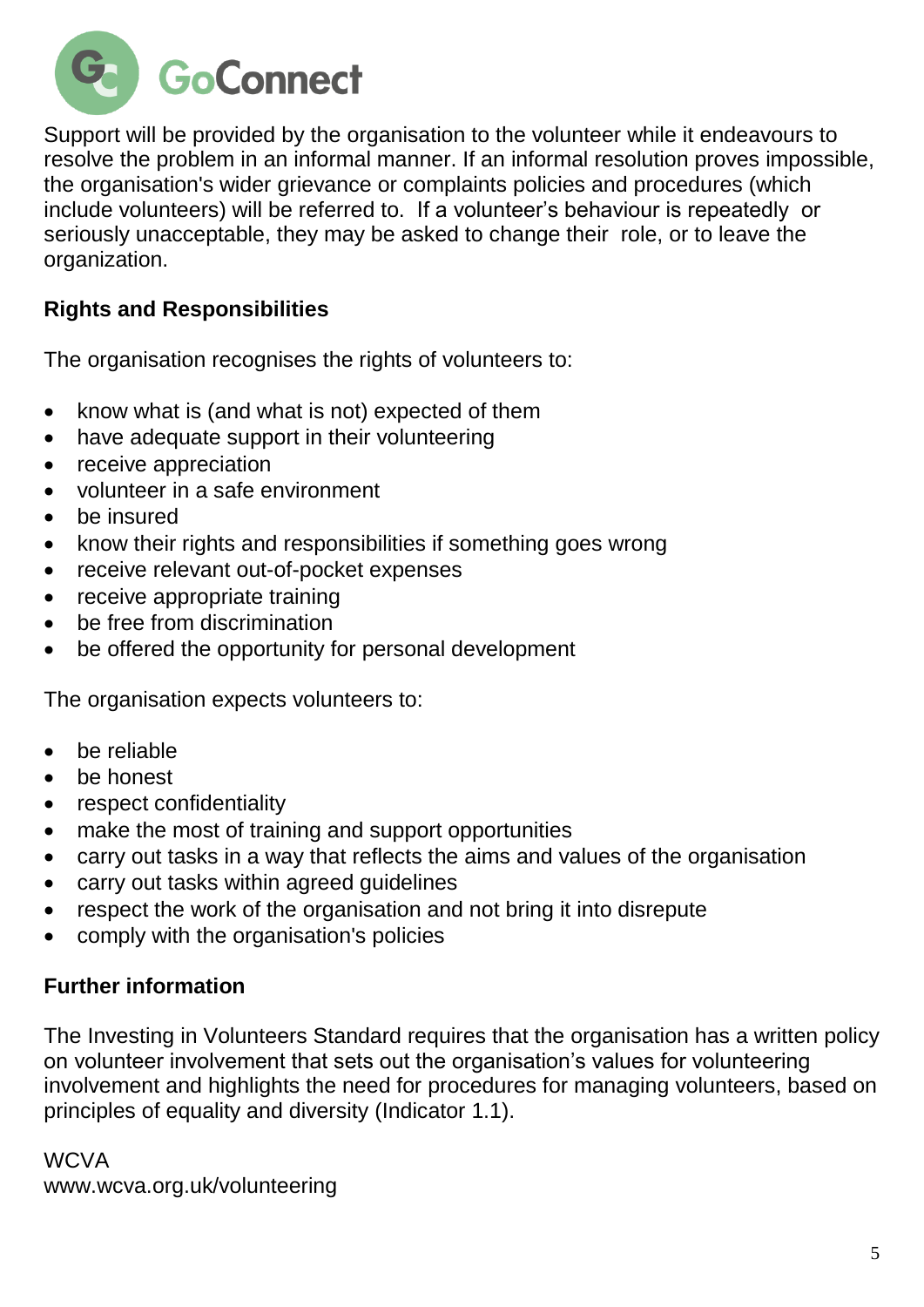Support will be provided by the organisation to the volunteer while it endeavours to resolve the problem in an informal manner. If an informal resolution proves impossible, the organisation's wider grievance or complaints policies and procedures (which include volunteers) will be referred to. If a volunteer's behaviour is repeatedly or seriously unacceptable, they may be asked to change their role, or to leave the organization.

**Rights and Responsibilities**

The organisation recognises the rights of volunteers to:

- know what is (and what is not) expected of them
- have adequate support in their volunteering
- receive appreciation
- volunteer in a safe environment
- be insured
- know their rights and responsibilities if something goes wrong
- receive relevant out-of-pocket expenses
- receive appropriate training
- be free from discrimination
- be offered the opportunity for personal development

The organisation expects volunteers to:

- be reliable
- be honest
- respect confidentiality
- make the most of training and support opportunities
- carry out tasks in a way that reflects the aims and values of the organisation
- carry out tasks within agreed guidelines
- respect the work of the organisation and not bring it into disrepute
- comply with the organisation's policies

**Further information**

The Investing in Volunteers Standard requires that the organisation has a written policy on volunteer involvement that sets out the organisation's values for volunteering involvement and highlights the need for procedures for managing volunteers, based on principles of equality and diversity (Indicator 1.1).

WCVA
www.wcva.org.uk/volunteering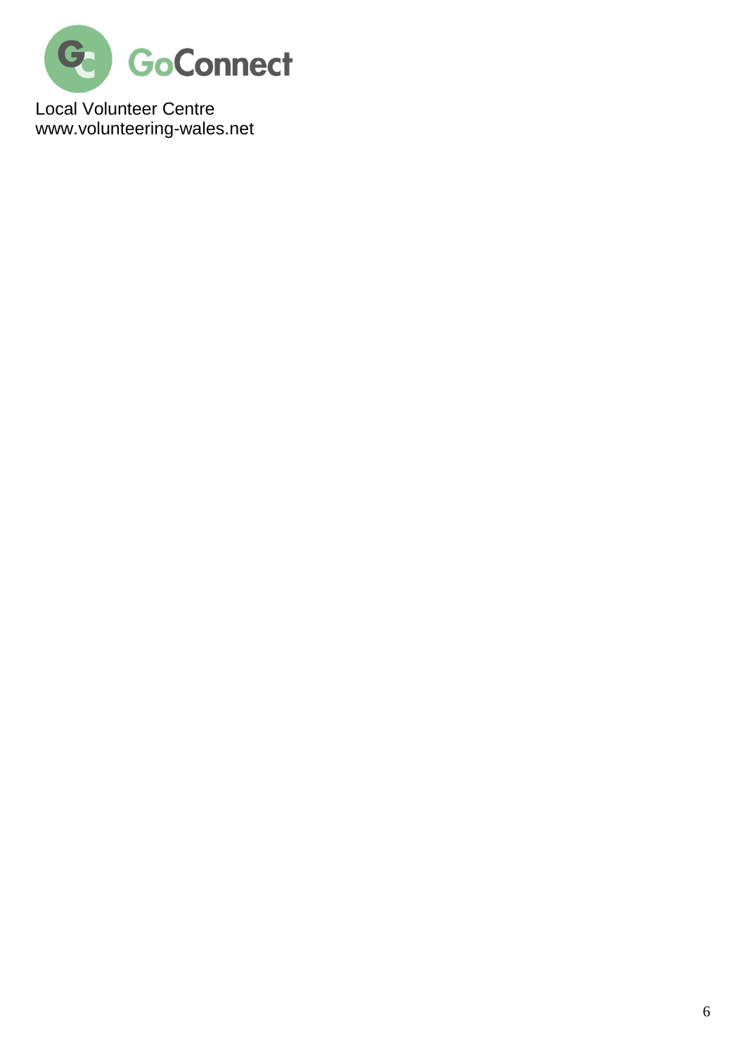GoConnect

Local Volunteer Centre
www.volunteering-wales.net